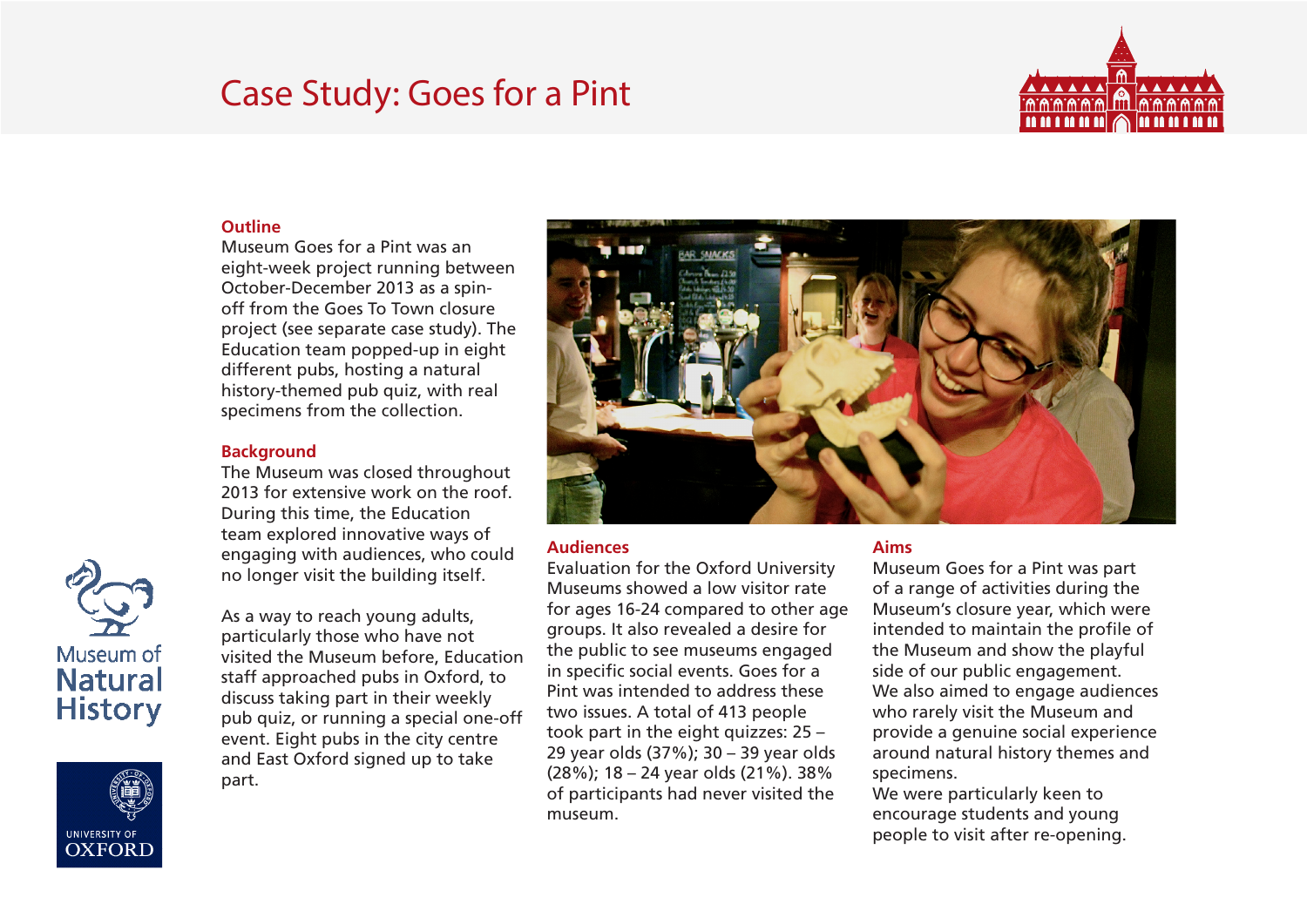# Case Study: Goes for a Pint

## Outline

Museum Goes for a Pint was an eight-week project running between October-December 2013 as a spin-off from the Goes To Town closure project (see separate case study). The Education team popped-up in eight different pubs, hosting a natural history-themed pub quiz, with real specimens from the collection.

## Background

The Museum was closed throughout 2013 for extensive work on the roof. During this time, the Education team explored innovative ways of engaging with audiences, who could no longer visit the building itself.

As a way to reach young adults, particularly those who have not visited the Museum before, Education staff approached pubs in Oxford, to discuss taking part in their weekly pub quiz, or running a special one-off event. Eight pubs in the city centre and East Oxford signed up to take part.

## Audiences

Evaluation for the Oxford University Museums showed a low visitor rate for ages 16-24 compared to other age groups. It also revealed a desire for the public to see museums engaged in specific social events. Goes for a Pint was intended to address these two issues. A total of 413 people took part in the eight quizzes: 25 – 29 year olds (37%); 30 – 39 year olds (28%); 18 – 24 year olds (21%). 38% of participants had never visited the museum.

## Aims

Museum Goes for a Pint was part of a range of activities during the Museum's closure year, which were intended to maintain the profile of the Museum and show the playful side of our public engagement. We also aimed to engage audiences who rarely visit the Museum and provide a genuine social experience around natural history themes and specimens.
We were particularly keen to encourage students and young people to visit after re-opening.

Museum of Natural History

UNIVERSITY OF OXFORD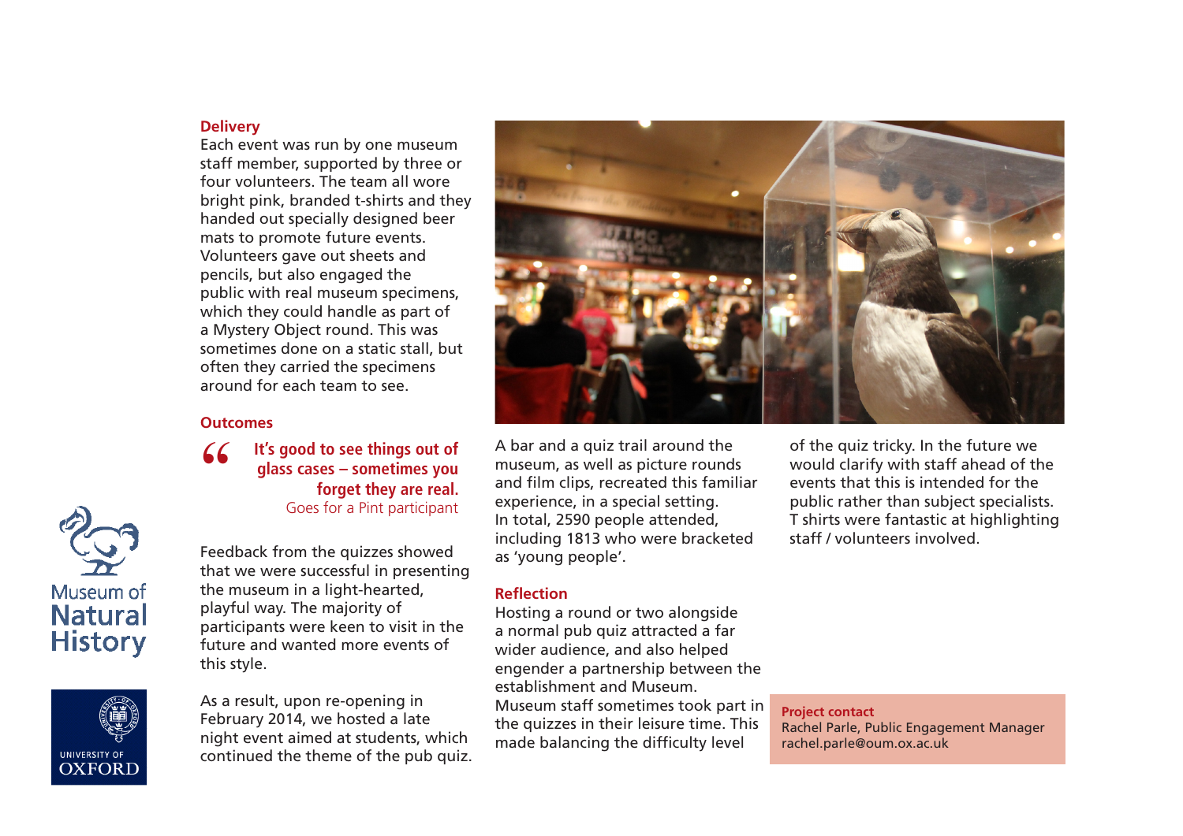## Delivery

Each event was run by one museum staff member, supported by three or four volunteers. The team all wore bright pink, branded t-shirts and they handed out specially designed beer mats to promote future events. Volunteers gave out sheets and pencils, but also engaged the public with real museum specimens, which they could handle as part of a Mystery Object round. This was sometimes done on a static stall, but often they carried the specimens around for each team to see.

## Outcomes

> **"It's good to see things out of glass cases – sometimes you forget they are real.**
> Goes for a Pint participant

Feedback from the quizzes showed that we were successful in presenting the museum in a light-hearted, playful way. The majority of participants were keen to visit in the future and wanted more events of this style.

As a result, upon re-opening in February 2014, we hosted a late night event aimed at students, which continued the theme of the pub quiz. A bar and a quiz trail around the museum, as well as picture rounds and film clips, recreated this familiar experience, in a special setting. In total, 2590 people attended, including 1813 who were bracketed as 'young people'.

## Reflection

Hosting a round or two alongside a normal pub quiz attracted a far wider audience, and also helped engender a partnership between the establishment and Museum. Museum staff sometimes took part in the quizzes in their leisure time. This made balancing the difficulty level of the quiz tricky. In the future we would clarify with staff ahead of the events that this is intended for the public rather than subject specialists. T shirts were fantastic at highlighting staff / volunteers involved.

**Project contact**
Rachel Parle, Public Engagement Manager
rachel.parle@oum.ox.ac.uk

Museum of Natural History

University of Oxford